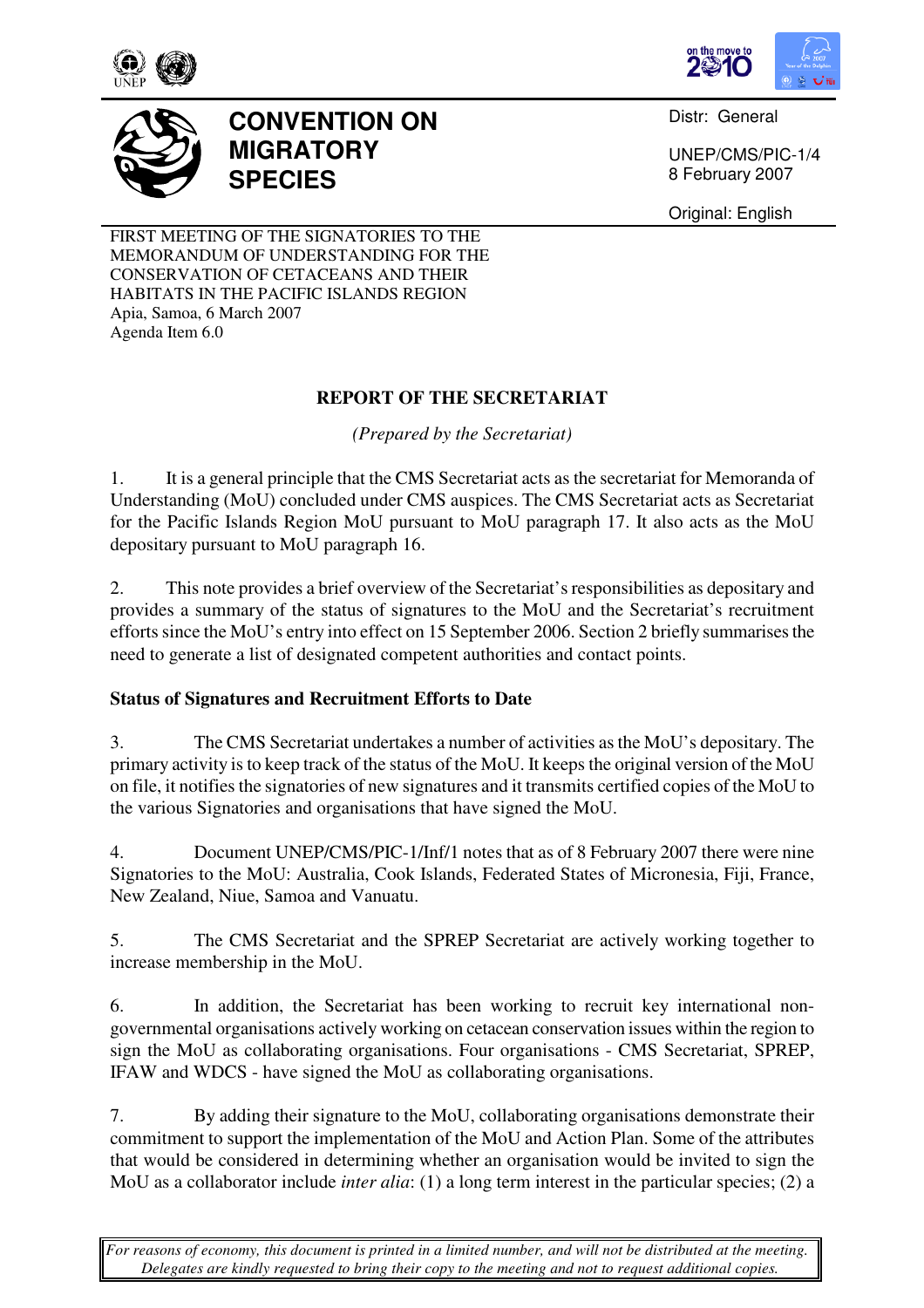# CONVENTION ON MIGRATORY SPECIES

Distr: General

UNEP/CMS/PIC-1/4
8 February 2007

Original: English

FIRST MEETING OF THE SIGNATORIES TO THE MEMORANDUM OF UNDERSTANDING FOR THE CONSERVATION OF CETACEANS AND THEIR HABITATS IN THE PACIFIC ISLANDS REGION
Apia, Samoa, 6 March 2007
Agenda Item 6.0

## REPORT OF THE SECRETARIAT

*(Prepared by the Secretariat)*

1. It is a general principle that the CMS Secretariat acts as the secretariat for Memoranda of Understanding (MoU) concluded under CMS auspices. The CMS Secretariat acts as Secretariat for the Pacific Islands Region MoU pursuant to MoU paragraph 17. It also acts as the MoU depositary pursuant to MoU paragraph 16.

2. This note provides a brief overview of the Secretariat's responsibilities as depositary and provides a summary of the status of signatures to the MoU and the Secretariat's recruitment efforts since the MoU's entry into effect on 15 September 2006. Section 2 briefly summarises the need to generate a list of designated competent authorities and contact points.

### Status of Signatures and Recruitment Efforts to Date

3. The CMS Secretariat undertakes a number of activities as the MoU's depositary. The primary activity is to keep track of the status of the MoU. It keeps the original version of the MoU on file, it notifies the signatories of new signatures and it transmits certified copies of the MoU to the various Signatories and organisations that have signed the MoU.

4. Document UNEP/CMS/PIC-1/Inf/1 notes that as of 8 February 2007 there were nine Signatories to the MoU: Australia, Cook Islands, Federated States of Micronesia, Fiji, France, New Zealand, Niue, Samoa and Vanuatu.

5. The CMS Secretariat and the SPREP Secretariat are actively working together to increase membership in the MoU.

6. In addition, the Secretariat has been working to recruit key international non-governmental organisations actively working on cetacean conservation issues within the region to sign the MoU as collaborating organisations. Four organisations - CMS Secretariat, SPREP, IFAW and WDCS - have signed the MoU as collaborating organisations.

7. By adding their signature to the MoU, collaborating organisations demonstrate their commitment to support the implementation of the MoU and Action Plan. Some of the attributes that would be considered in determining whether an organisation would be invited to sign the MoU as a collaborator include *inter alia*: (1) a long term interest in the particular species; (2) a

*For reasons of economy, this document is printed in a limited number, and will not be distributed at the meeting. Delegates are kindly requested to bring their copy to the meeting and not to request additional copies.*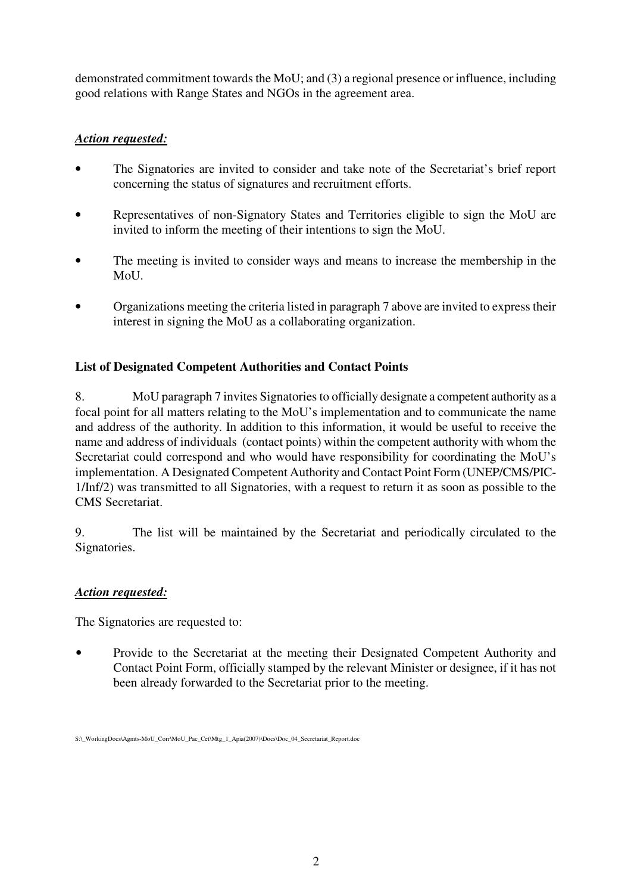demonstrated commitment towards the MoU; and (3) a regional presence or influence, including good relations with Range States and NGOs in the agreement area.

***Action requested:***

- The Signatories are invited to consider and take note of the Secretariat's brief report concerning the status of signatures and recruitment efforts.
- Representatives of non-Signatory States and Territories eligible to sign the MoU are invited to inform the meeting of their intentions to sign the MoU.
- The meeting is invited to consider ways and means to increase the membership in the MoU.
- Organizations meeting the criteria listed in paragraph 7 above are invited to express their interest in signing the MoU as a collaborating organization.

**List of Designated Competent Authorities and Contact Points**

8. MoU paragraph 7 invites Signatories to officially designate a competent authority as a focal point for all matters relating to the MoU's implementation and to communicate the name and address of the authority. In addition to this information, it would be useful to receive the name and address of individuals (contact points) within the competent authority with whom the Secretariat could correspond and who would have responsibility for coordinating the MoU's implementation. A Designated Competent Authority and Contact Point Form (UNEP/CMS/PIC-1/Inf/2) was transmitted to all Signatories, with a request to return it as soon as possible to the CMS Secretariat.

9. The list will be maintained by the Secretariat and periodically circulated to the Signatories.

***Action requested:***

The Signatories are requested to:

- Provide to the Secretariat at the meeting their Designated Competent Authority and Contact Point Form, officially stamped by the relevant Minister or designee, if it has not been already forwarded to the Secretariat prior to the meeting.

S:\_WorkingDocs\Agmts-MoU_Corr\MoU_Pac_Cet\Mtg_1_Apia(2007)\Docs\Doc_04_Secretariat_Report.doc